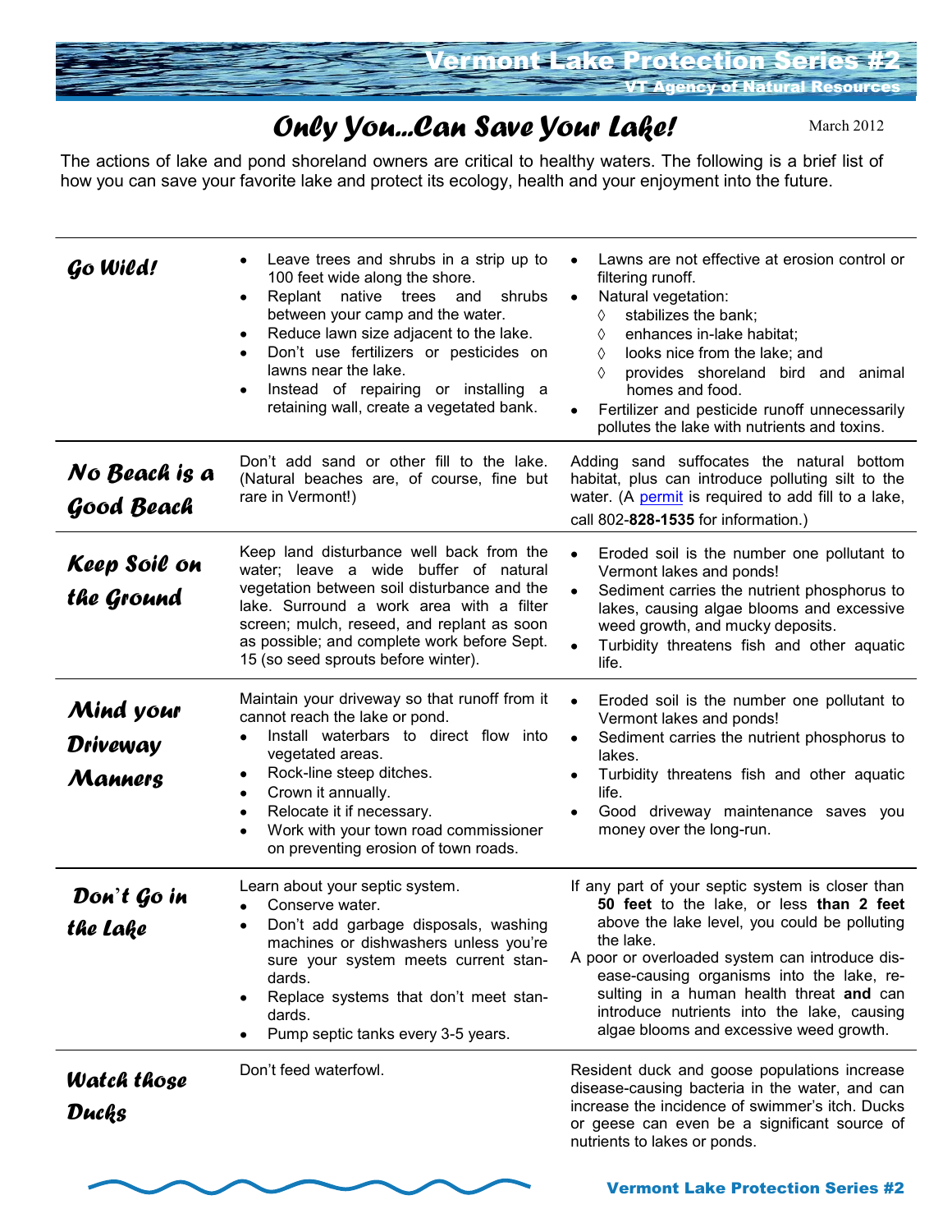Vermont Lake Protection Series #2

VT Agency of Natural Resources

# *Only You...Can Save Your Lake!*

March 2012

The actions of lake and pond shoreland owners are critical to healthy waters. The following is a brief list of how you can save your favorite lake and protect its ecology, health and your enjoyment into the future.

| | | |
|---|---|---|
| ***Go Wild!*** | • Leave trees and shrubs in a strip up to 100 feet wide along the shore.<br>• Replant native trees and shrubs between your camp and the water.<br>• Reduce lawn size adjacent to the lake.<br>• Don't use fertilizers or pesticides on lawns near the lake.<br>• Instead of repairing or installing a retaining wall, create a vegetated bank. | • Lawns are not effective at erosion control or filtering runoff.<br>• Natural vegetation:<br>◊ stabilizes the bank;<br>◊ enhances in-lake habitat;<br>◊ looks nice from the lake; and<br>◊ provides shoreland bird and animal homes and food.<br>• Fertilizer and pesticide runoff unnecessarily pollutes the lake with nutrients and toxins. |
| ***No Beach is a Good Beach*** | Don't add sand or other fill to the lake. (Natural beaches are, of course, fine but rare in Vermont!) | Adding sand suffocates the natural bottom habitat, plus can introduce polluting silt to the water. (A permit is required to add fill to a lake, call 802-**828-1535** for information.) |
| ***Keep Soil on the Ground*** | Keep land disturbance well back from the water; leave a wide buffer of natural vegetation between soil disturbance and the lake. Surround a work area with a filter screen; mulch, reseed, and replant as soon as possible; and complete work before Sept. 15 (so seed sprouts before winter). | • Eroded soil is the number one pollutant to Vermont lakes and ponds!<br>• Sediment carries the nutrient phosphorus to lakes, causing algae blooms and excessive weed growth, and mucky deposits.<br>• Turbidity threatens fish and other aquatic life. |
| ***Mind your Driveway Manners*** | Maintain your driveway so that runoff from it cannot reach the lake or pond.<br>• Install waterbars to direct flow into vegetated areas.<br>• Rock-line steep ditches.<br>• Crown it annually.<br>• Relocate it if necessary.<br>• Work with your town road commissioner on preventing erosion of town roads. | • Eroded soil is the number one pollutant to Vermont lakes and ponds!<br>• Sediment carries the nutrient phosphorus to lakes.<br>• Turbidity threatens fish and other aquatic life.<br>• Good driveway maintenance saves you money over the long-run. |
| ***Don't Go in the Lake*** | Learn about your septic system.<br>• Conserve water.<br>• Don't add garbage disposals, washing machines or dishwashers unless you're sure your system meets current standards.<br>• Replace systems that don't meet standards.<br>• Pump septic tanks every 3-5 years. | If any part of your septic system is closer than **50 feet** to the lake, or less **than 2 feet** above the lake level, you could be polluting the lake.<br>A poor or overloaded system can introduce disease-causing organisms into the lake, resulting in a human health threat **and** can introduce nutrients into the lake, causing algae blooms and excessive weed growth. |
| ***Watch those Ducks*** | Don't feed waterfowl. | Resident duck and goose populations increase disease-causing bacteria in the water, and can increase the incidence of swimmer's itch. Ducks or geese can even be a significant source of nutrients to lakes or ponds. |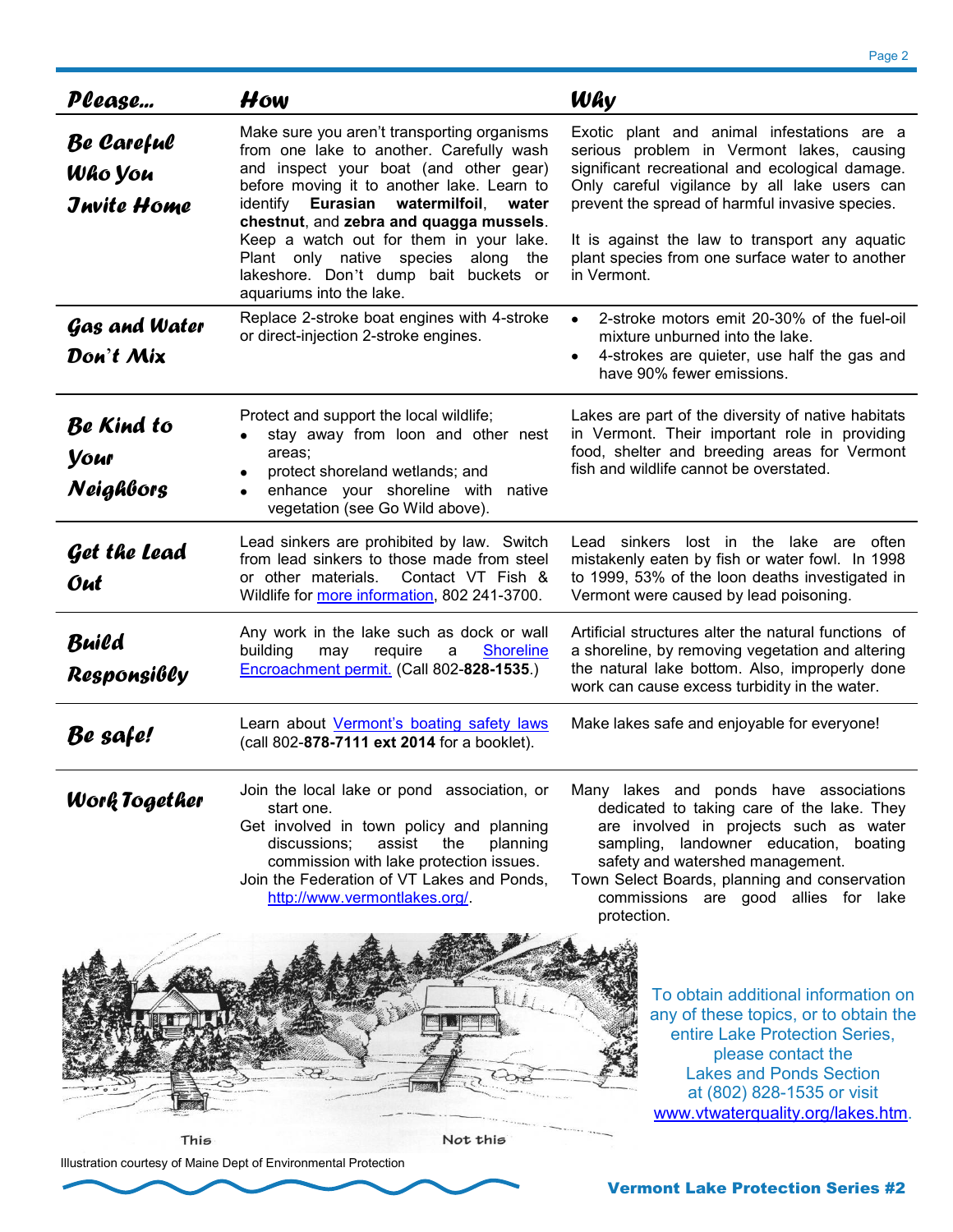| Please... | How | Why |
|---|---|---|
| Be Careful Who You Invite Home | Make sure you aren't transporting organisms from one lake to another. Carefully wash and inspect your boat (and other gear) before moving it to another lake. Learn to identify **Eurasian watermilfoil**, **water chestnut**, and **zebra and quagga mussels**. Keep a watch out for them in your lake. Plant only native species along the lakeshore. Don't dump bait buckets or aquariums into the lake. | Exotic plant and animal infestations are a serious problem in Vermont lakes, causing significant recreational and ecological damage. Only careful vigilance by all lake users can prevent the spread of harmful invasive species.<br><br>It is against the law to transport any aquatic plant species from one surface water to another in Vermont. |
| Gas and Water Don't Mix | Replace 2-stroke boat engines with 4-stroke or direct-injection 2-stroke engines. | • 2-stroke motors emit 20-30% of the fuel-oil mixture unburned into the lake.<br>• 4-strokes are quieter, use half the gas and have 90% fewer emissions. |
| Be Kind to Your Neighbors | Protect and support the local wildlife;<br>• stay away from loon and other nest areas;<br>• protect shoreland wetlands; and<br>• enhance your shoreline with native vegetation (see Go Wild above). | Lakes are part of the diversity of native habitats in Vermont. Their important role in providing food, shelter and breeding areas for Vermont fish and wildlife cannot be overstated. |
| Get the Lead Out | Lead sinkers are prohibited by law. Switch from lead sinkers to those made from steel or other materials. Contact VT Fish & Wildlife for more information, 802 241-3700. | Lead sinkers lost in the lake are often mistakenly eaten by fish or water fowl. In 1998 to 1999, 53% of the loon deaths investigated in Vermont were caused by lead poisoning. |
| Build Responsibly | Any work in the lake such as dock or wall building may require a Shoreline Encroachment permit. (Call 802-**828-1535**.) | Artificial structures alter the natural functions of a shoreline, by removing vegetation and altering the natural lake bottom. Also, improperly done work can cause excess turbidity in the water. |
| Be safe! | Learn about Vermont's boating safety laws (call 802-**878-7111 ext 2014** for a booklet). | Make lakes safe and enjoyable for everyone! |
| Work Together | Join the local lake or pond association, or start one.<br>Get involved in town policy and planning discussions; assist the planning commission with lake protection issues.<br>Join the Federation of VT Lakes and Ponds, http://www.vermontlakes.org/. | Many lakes and ponds have associations dedicated to taking care of the lake. They are involved in projects such as water sampling, landowner education, boating safety and watershed management.<br>Town Select Boards, planning and conservation commissions are good allies for lake protection. |

This

Not this

Illustration courtesy of Maine Dept of Environmental Protection

To obtain additional information on any of these topics, or to obtain the entire Lake Protection Series, please contact the Lakes and Ponds Section at (802) 828-1535 or visit www.vtwaterquality.org/lakes.htm.

**Vermont Lake Protection Series #2**